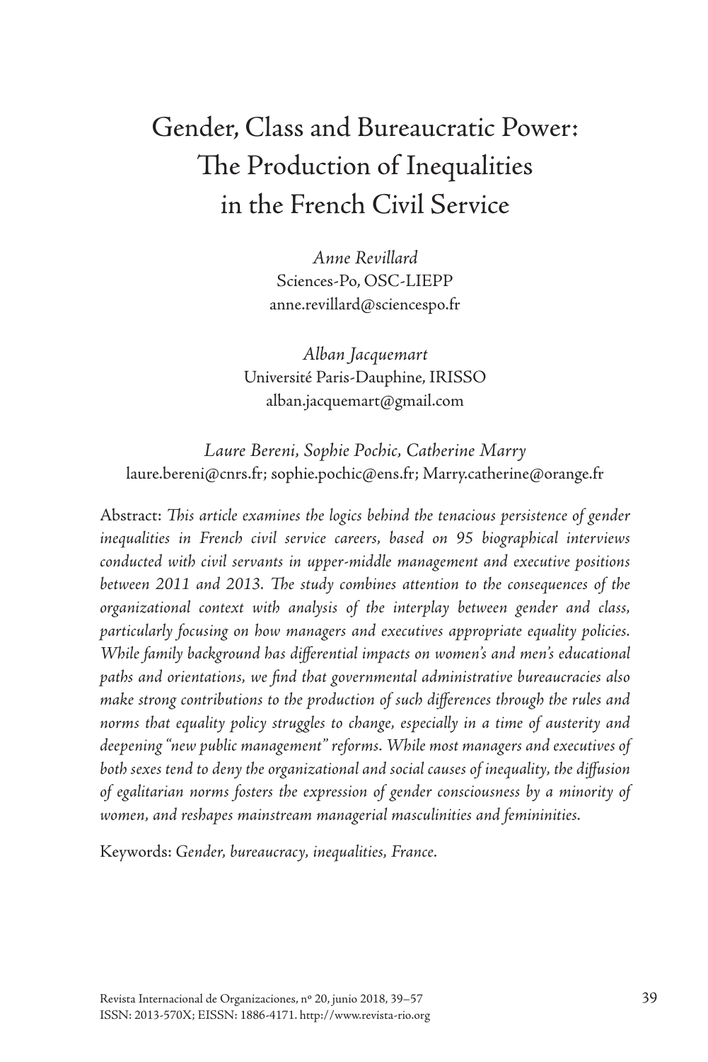# Gender, Class and Bureaucratic Power: The Production of Inequalities in the French Civil Service

*Anne Revillard*
Sciences-Po, OSC-LIEPP
anne.revillard@sciencespo.fr

*Alban Jacquemart*
Université Paris-Dauphine, IRISSO
alban.jacquemart@gmail.com

*Laure Bereni, Sophie Pochic, Catherine Marry*
laure.bereni@cnrs.fr; sophie.pochic@ens.fr; Marry.catherine@orange.fr

Abstract: *This article examines the logics behind the tenacious persistence of gender inequalities in French civil service careers, based on 95 biographical interviews conducted with civil servants in upper-middle management and executive positions between 2011 and 2013. The study combines attention to the consequences of the organizational context with analysis of the interplay between gender and class, particularly focusing on how managers and executives appropriate equality policies. While family background has differential impacts on women's and men's educational paths and orientations, we find that governmental administrative bureaucracies also make strong contributions to the production of such differences through the rules and norms that equality policy struggles to change, especially in a time of austerity and deepening "new public management" reforms. While most managers and executives of both sexes tend to deny the organizational and social causes of inequality, the diffusion of egalitarian norms fosters the expression of gender consciousness by a minority of women, and reshapes mainstream managerial masculinities and femininities.*

Keywords: *Gender, bureaucracy, inequalities, France.*

Revista Internacional de Organizaciones, nº 20, junio 2018, 39–57
ISSN: 2013-570X; EISSN: 1886-4171. http://www.revista-rio.org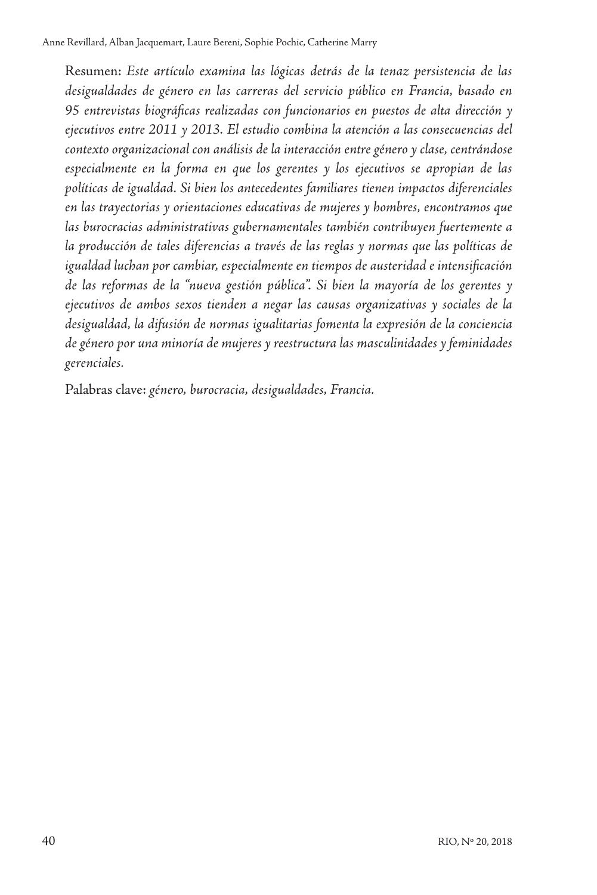Resumen: *Este artículo examina las lógicas detrás de la tenaz persistencia de las desigualdades de género en las carreras del servicio público en Francia, basado en 95 entrevistas biográficas realizadas con funcionarios en puestos de alta dirección y ejecutivos entre 2011 y 2013. El estudio combina la atención a las consecuencias del contexto organizacional con análisis de la interacción entre género y clase, centrándose especialmente en la forma en que los gerentes y los ejecutivos se apropian de las políticas de igualdad. Si bien los antecedentes familiares tienen impactos diferenciales en las trayectorias y orientaciones educativas de mujeres y hombres, encontramos que las burocracias administrativas gubernamentales también contribuyen fuertemente a la producción de tales diferencias a través de las reglas y normas que las políticas de igualdad luchan por cambiar, especialmente en tiempos de austeridad e intensificación de las reformas de la "nueva gestión pública". Si bien la mayoría de los gerentes y ejecutivos de ambos sexos tienden a negar las causas organizativas y sociales de la desigualdad, la difusión de normas igualitarias fomenta la expresión de la conciencia de género por una minoría de mujeres y reestructura las masculinidades y feminidades gerenciales.*

Palabras clave: *género, burocracia, desigualdades, Francia.*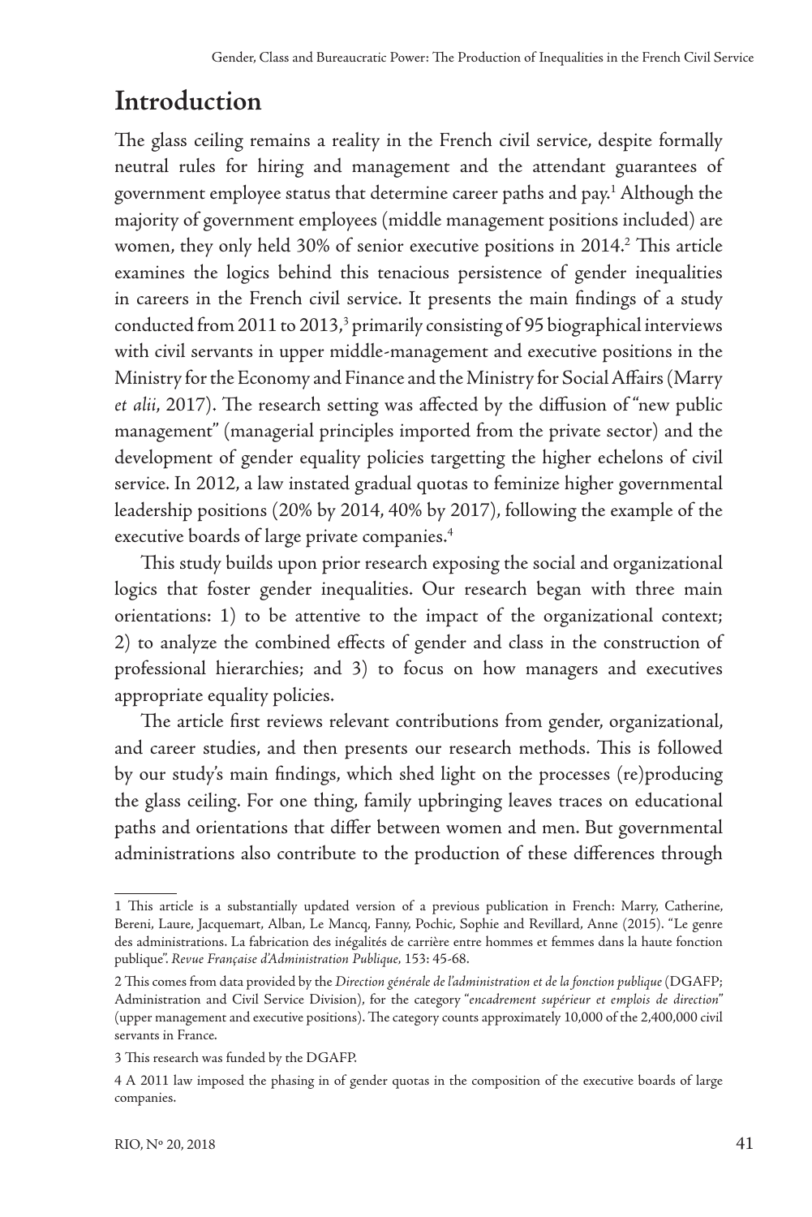## Introduction

The glass ceiling remains a reality in the French civil service, despite formally neutral rules for hiring and management and the attendant guarantees of government employee status that determine career paths and pay.[1] Although the majority of government employees (middle management positions included) are women, they only held 30% of senior executive positions in 2014.[2] This article examines the logics behind this tenacious persistence of gender inequalities in careers in the French civil service. It presents the main findings of a study conducted from 2011 to 2013,[3] primarily consisting of 95 biographical interviews with civil servants in upper middle-management and executive positions in the Ministry for the Economy and Finance and the Ministry for Social Affairs (Marry *et alii*, 2017). The research setting was affected by the diffusion of "new public management" (managerial principles imported from the private sector) and the development of gender equality policies targetting the higher echelons of civil service. In 2012, a law instated gradual quotas to feminize higher governmental leadership positions (20% by 2014, 40% by 2017), following the example of the executive boards of large private companies.[4]

This study builds upon prior research exposing the social and organizational logics that foster gender inequalities. Our research began with three main orientations: 1) to be attentive to the impact of the organizational context; 2) to analyze the combined effects of gender and class in the construction of professional hierarchies; and 3) to focus on how managers and executives appropriate equality policies.

The article first reviews relevant contributions from gender, organizational, and career studies, and then presents our research methods. This is followed by our study's main findings, which shed light on the processes (re)producing the glass ceiling. For one thing, family upbringing leaves traces on educational paths and orientations that differ between women and men. But governmental administrations also contribute to the production of these differences through

---

1 This article is a substantially updated version of a previous publication in French: Marry, Catherine, Bereni, Laure, Jacquemart, Alban, Le Mancq, Fanny, Pochic, Sophie and Revillard, Anne (2015). "Le genre des administrations. La fabrication des inégalités de carrière entre hommes et femmes dans la haute fonction publique". *Revue Française d'Administration Publique*, 153: 45-68.

2 This comes from data provided by the *Direction générale de l'administration et de la fonction publique* (DGAFP; Administration and Civil Service Division), for the category "*encadrement supérieur et emplois de direction*" (upper management and executive positions). The category counts approximately 10,000 of the 2,400,000 civil servants in France.

3 This research was funded by the DGAFP.

4 A 2011 law imposed the phasing in of gender quotas in the composition of the executive boards of large companies.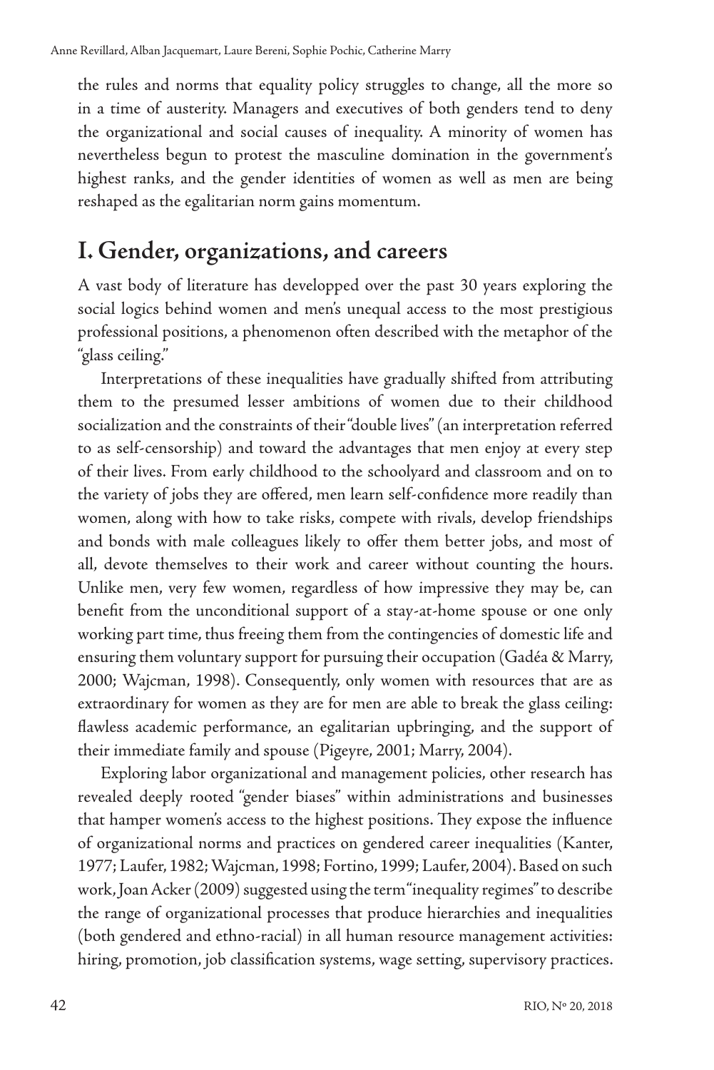the rules and norms that equality policy struggles to change, all the more so in a time of austerity. Managers and executives of both genders tend to deny the organizational and social causes of inequality. A minority of women has nevertheless begun to protest the masculine domination in the government's highest ranks, and the gender identities of women as well as men are being reshaped as the egalitarian norm gains momentum.

## I. Gender, organizations, and careers

A vast body of literature has developped over the past 30 years exploring the social logics behind women and men's unequal access to the most prestigious professional positions, a phenomenon often described with the metaphor of the "glass ceiling."

Interpretations of these inequalities have gradually shifted from attributing them to the presumed lesser ambitions of women due to their childhood socialization and the constraints of their "double lives" (an interpretation referred to as self-censorship) and toward the advantages that men enjoy at every step of their lives. From early childhood to the schoolyard and classroom and on to the variety of jobs they are offered, men learn self-confidence more readily than women, along with how to take risks, compete with rivals, develop friendships and bonds with male colleagues likely to offer them better jobs, and most of all, devote themselves to their work and career without counting the hours. Unlike men, very few women, regardless of how impressive they may be, can benefit from the unconditional support of a stay-at-home spouse or one only working part time, thus freeing them from the contingencies of domestic life and ensuring them voluntary support for pursuing their occupation (Gadéa & Marry, 2000; Wajcman, 1998). Consequently, only women with resources that are as extraordinary for women as they are for men are able to break the glass ceiling: flawless academic performance, an egalitarian upbringing, and the support of their immediate family and spouse (Pigeyre, 2001; Marry, 2004).

Exploring labor organizational and management policies, other research has revealed deeply rooted "gender biases" within administrations and businesses that hamper women's access to the highest positions. They expose the influence of organizational norms and practices on gendered career inequalities (Kanter, 1977; Laufer, 1982; Wajcman, 1998; Fortino, 1999; Laufer, 2004). Based on such work, Joan Acker (2009) suggested using the term "inequality regimes" to describe the range of organizational processes that produce hierarchies and inequalities (both gendered and ethno-racial) in all human resource management activities: hiring, promotion, job classification systems, wage setting, supervisory practices.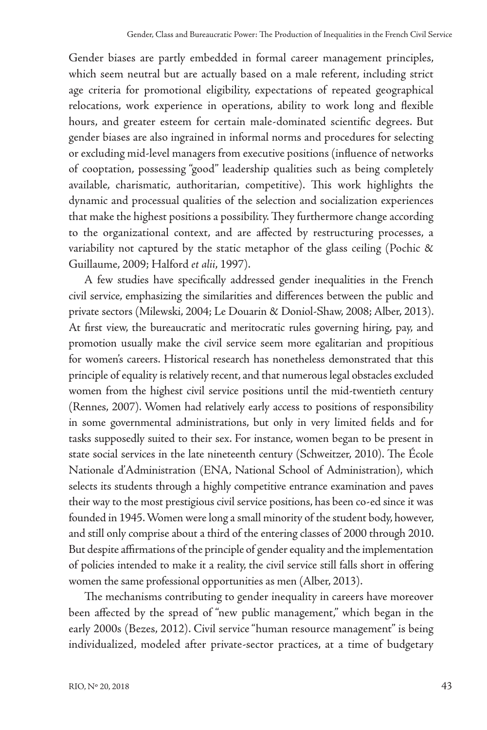Gender biases are partly embedded in formal career management principles, which seem neutral but are actually based on a male referent, including strict age criteria for promotional eligibility, expectations of repeated geographical relocations, work experience in operations, ability to work long and flexible hours, and greater esteem for certain male-dominated scientific degrees. But gender biases are also ingrained in informal norms and procedures for selecting or excluding mid-level managers from executive positions (influence of networks of cooptation, possessing "good" leadership qualities such as being completely available, charismatic, authoritarian, competitive). This work highlights the dynamic and processual qualities of the selection and socialization experiences that make the highest positions a possibility. They furthermore change according to the organizational context, and are affected by restructuring processes, a variability not captured by the static metaphor of the glass ceiling (Pochic & Guillaume, 2009; Halford *et alii*, 1997).

A few studies have specifically addressed gender inequalities in the French civil service, emphasizing the similarities and differences between the public and private sectors (Milewski, 2004; Le Douarin & Doniol-Shaw, 2008; Alber, 2013). At first view, the bureaucratic and meritocratic rules governing hiring, pay, and promotion usually make the civil service seem more egalitarian and propitious for women's careers. Historical research has nonetheless demonstrated that this principle of equality is relatively recent, and that numerous legal obstacles excluded women from the highest civil service positions until the mid-twentieth century (Rennes, 2007). Women had relatively early access to positions of responsibility in some governmental administrations, but only in very limited fields and for tasks supposedly suited to their sex. For instance, women began to be present in state social services in the late nineteenth century (Schweitzer, 2010). The École Nationale d'Administration (ENA, National School of Administration), which selects its students through a highly competitive entrance examination and paves their way to the most prestigious civil service positions, has been co-ed since it was founded in 1945. Women were long a small minority of the student body, however, and still only comprise about a third of the entering classes of 2000 through 2010. But despite affirmations of the principle of gender equality and the implementation of policies intended to make it a reality, the civil service still falls short in offering women the same professional opportunities as men (Alber, 2013).

The mechanisms contributing to gender inequality in careers have moreover been affected by the spread of "new public management," which began in the early 2000s (Bezes, 2012). Civil service "human resource management" is being individualized, modeled after private-sector practices, at a time of budgetary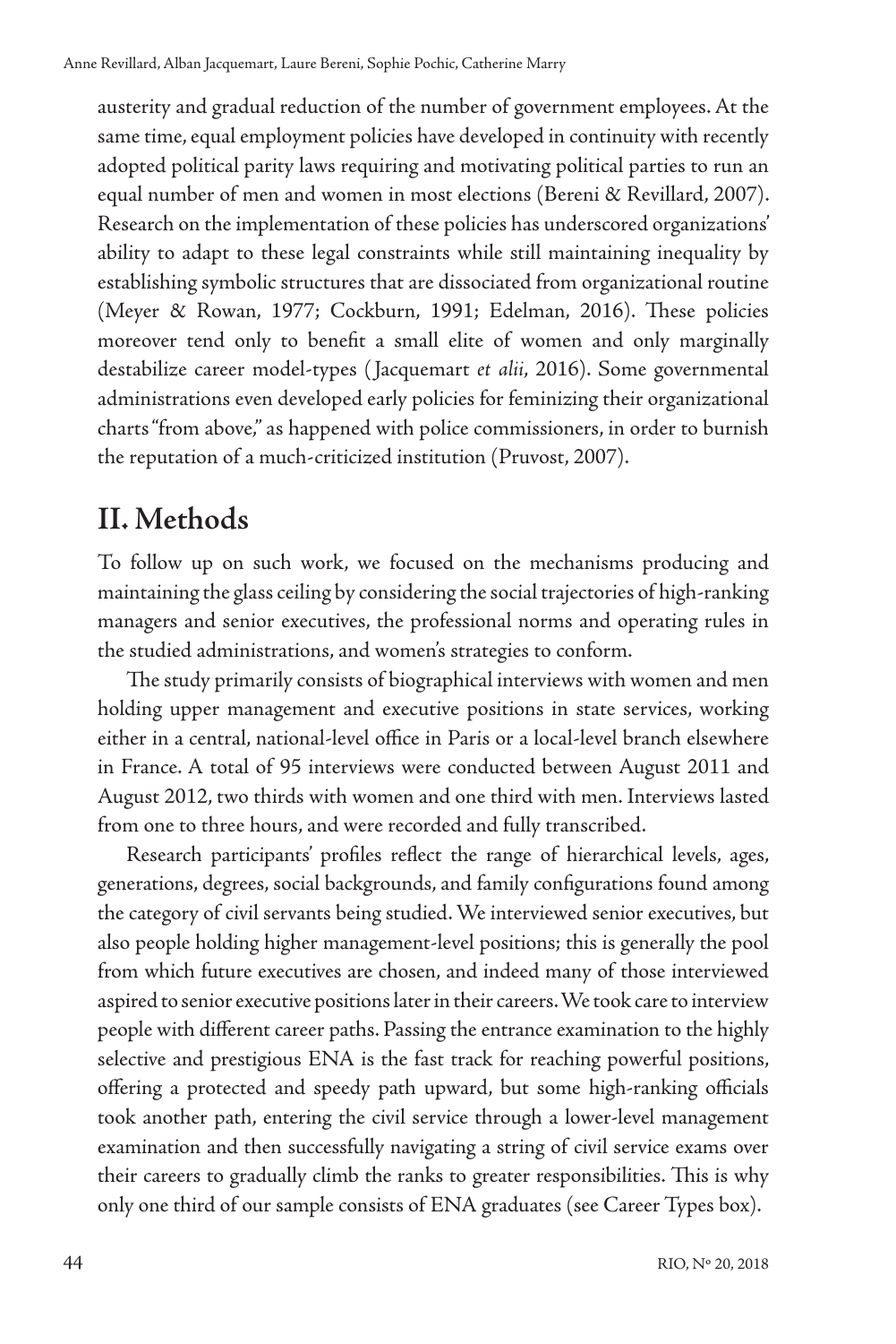austerity and gradual reduction of the number of government employees. At the same time, equal employment policies have developed in continuity with recently adopted political parity laws requiring and motivating political parties to run an equal number of men and women in most elections (Bereni & Revillard, 2007). Research on the implementation of these policies has underscored organizations' ability to adapt to these legal constraints while still maintaining inequality by establishing symbolic structures that are dissociated from organizational routine (Meyer & Rowan, 1977; Cockburn, 1991; Edelman, 2016). These policies moreover tend only to benefit a small elite of women and only marginally destabilize career model-types (Jacquemart *et alii*, 2016). Some governmental administrations even developed early policies for feminizing their organizational charts "from above," as happened with police commissioners, in order to burnish the reputation of a much-criticized institution (Pruvost, 2007).

## II. Methods

To follow up on such work, we focused on the mechanisms producing and maintaining the glass ceiling by considering the social trajectories of high-ranking managers and senior executives, the professional norms and operating rules in the studied administrations, and women's strategies to conform.

The study primarily consists of biographical interviews with women and men holding upper management and executive positions in state services, working either in a central, national-level office in Paris or a local-level branch elsewhere in France. A total of 95 interviews were conducted between August 2011 and August 2012, two thirds with women and one third with men. Interviews lasted from one to three hours, and were recorded and fully transcribed.

Research participants' profiles reflect the range of hierarchical levels, ages, generations, degrees, social backgrounds, and family configurations found among the category of civil servants being studied. We interviewed senior executives, but also people holding higher management-level positions; this is generally the pool from which future executives are chosen, and indeed many of those interviewed aspired to senior executive positions later in their careers. We took care to interview people with different career paths. Passing the entrance examination to the highly selective and prestigious ENA is the fast track for reaching powerful positions, offering a protected and speedy path upward, but some high-ranking officials took another path, entering the civil service through a lower-level management examination and then successfully navigating a string of civil service exams over their careers to gradually climb the ranks to greater responsibilities. This is why only one third of our sample consists of ENA graduates (see Career Types box).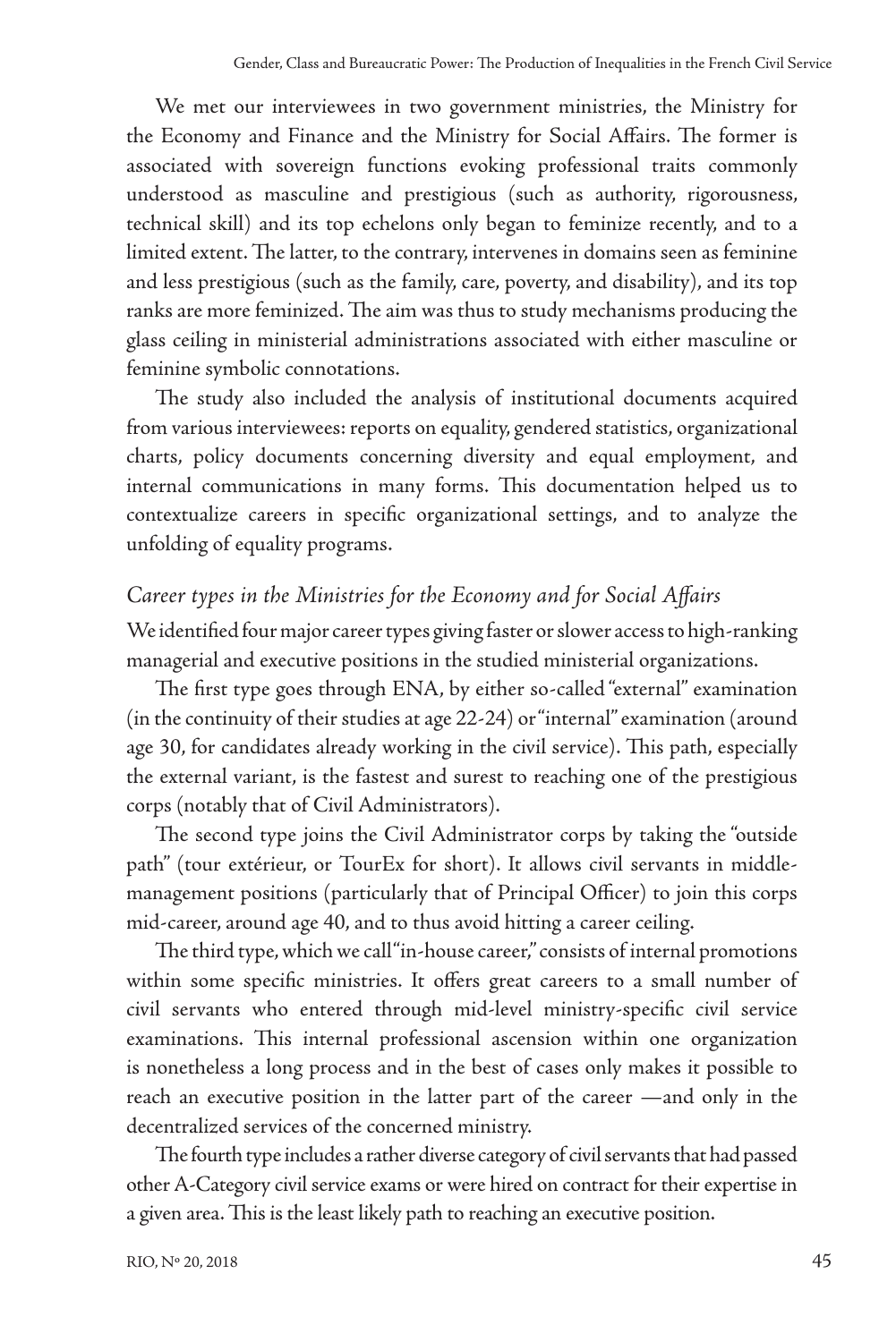We met our interviewees in two government ministries, the Ministry for the Economy and Finance and the Ministry for Social Affairs. The former is associated with sovereign functions evoking professional traits commonly understood as masculine and prestigious (such as authority, rigorousness, technical skill) and its top echelons only began to feminize recently, and to a limited extent. The latter, to the contrary, intervenes in domains seen as feminine and less prestigious (such as the family, care, poverty, and disability), and its top ranks are more feminized. The aim was thus to study mechanisms producing the glass ceiling in ministerial administrations associated with either masculine or feminine symbolic connotations.

The study also included the analysis of institutional documents acquired from various interviewees: reports on equality, gendered statistics, organizational charts, policy documents concerning diversity and equal employment, and internal communications in many forms. This documentation helped us to contextualize careers in specific organizational settings, and to analyze the unfolding of equality programs.

### *Career types in the Ministries for the Economy and for Social Affairs*

We identified four major career types giving faster or slower access to high-ranking managerial and executive positions in the studied ministerial organizations.

The first type goes through ENA, by either so-called "external" examination (in the continuity of their studies at age 22-24) or "internal" examination (around age 30, for candidates already working in the civil service). This path, especially the external variant, is the fastest and surest to reaching one of the prestigious corps (notably that of Civil Administrators).

The second type joins the Civil Administrator corps by taking the "outside path" (tour extérieur, or TourEx for short). It allows civil servants in middle-management positions (particularly that of Principal Officer) to join this corps mid-career, around age 40, and to thus avoid hitting a career ceiling.

The third type, which we call "in-house career," consists of internal promotions within some specific ministries. It offers great careers to a small number of civil servants who entered through mid-level ministry-specific civil service examinations. This internal professional ascension within one organization is nonetheless a long process and in the best of cases only makes it possible to reach an executive position in the latter part of the career —and only in the decentralized services of the concerned ministry.

The fourth type includes a rather diverse category of civil servants that had passed other A-Category civil service exams or were hired on contract for their expertise in a given area. This is the least likely path to reaching an executive position.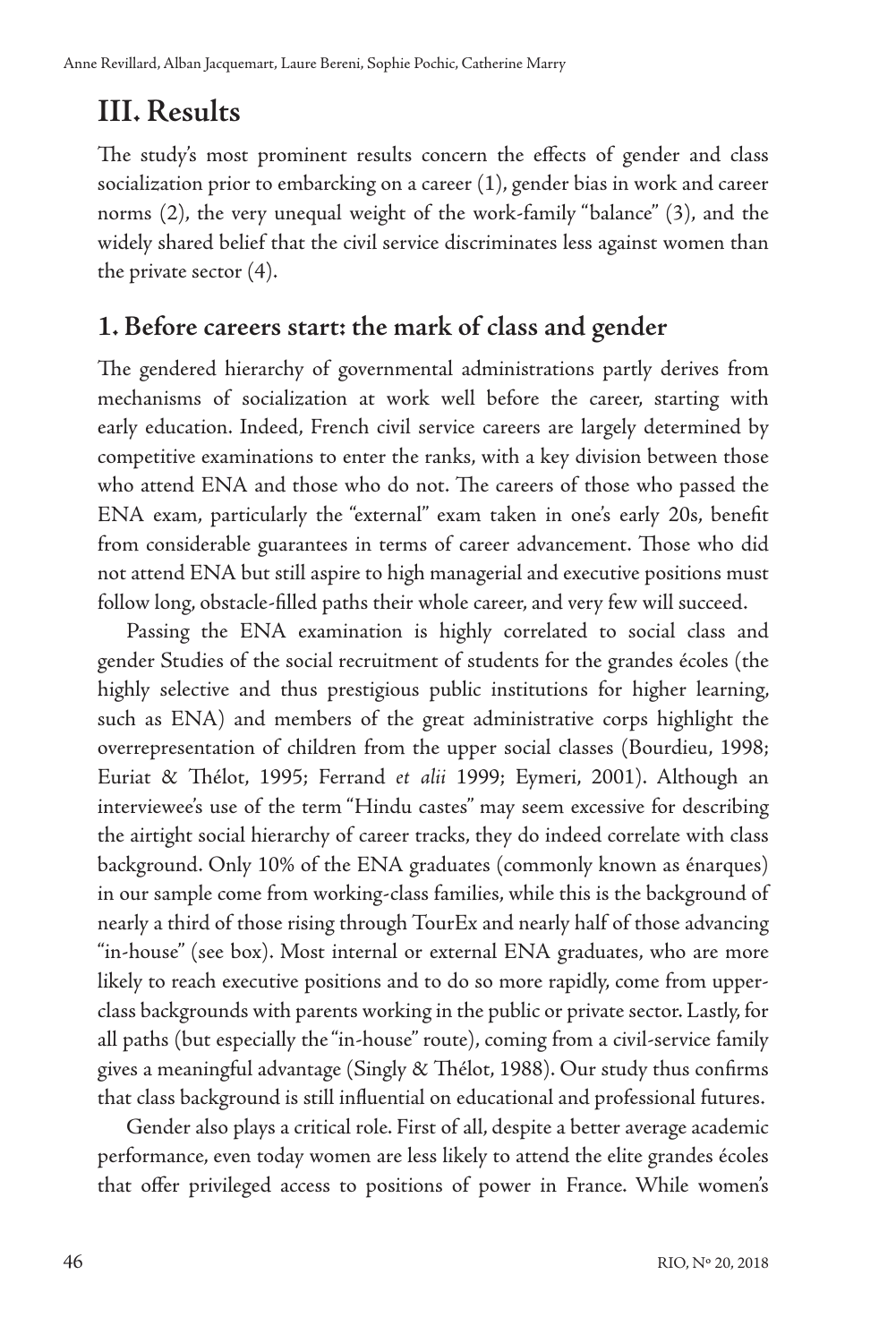# III. Results

The study's most prominent results concern the effects of gender and class socialization prior to embarcking on a career (1), gender bias in work and career norms (2), the very unequal weight of the work-family "balance" (3), and the widely shared belief that the civil service discriminates less against women than the private sector (4).

## 1. Before careers start: the mark of class and gender

The gendered hierarchy of governmental administrations partly derives from mechanisms of socialization at work well before the career, starting with early education. Indeed, French civil service careers are largely determined by competitive examinations to enter the ranks, with a key division between those who attend ENA and those who do not. The careers of those who passed the ENA exam, particularly the "external" exam taken in one's early 20s, benefit from considerable guarantees in terms of career advancement. Those who did not attend ENA but still aspire to high managerial and executive positions must follow long, obstacle-filled paths their whole career, and very few will succeed.

Passing the ENA examination is highly correlated to social class and gender Studies of the social recruitment of students for the grandes écoles (the highly selective and thus prestigious public institutions for higher learning, such as ENA) and members of the great administrative corps highlight the overrepresentation of children from the upper social classes (Bourdieu, 1998; Euriat & Thélot, 1995; Ferrand *et alii* 1999; Eymeri, 2001). Although an interviewee's use of the term "Hindu castes" may seem excessive for describing the airtight social hierarchy of career tracks, they do indeed correlate with class background. Only 10% of the ENA graduates (commonly known as énarques) in our sample come from working-class families, while this is the background of nearly a third of those rising through TourEx and nearly half of those advancing "in-house" (see box). Most internal or external ENA graduates, who are more likely to reach executive positions and to do so more rapidly, come from upper-class backgrounds with parents working in the public or private sector. Lastly, for all paths (but especially the "in-house" route), coming from a civil-service family gives a meaningful advantage (Singly & Thélot, 1988). Our study thus confirms that class background is still influential on educational and professional futures.

Gender also plays a critical role. First of all, despite a better average academic performance, even today women are less likely to attend the elite grandes écoles that offer privileged access to positions of power in France. While women's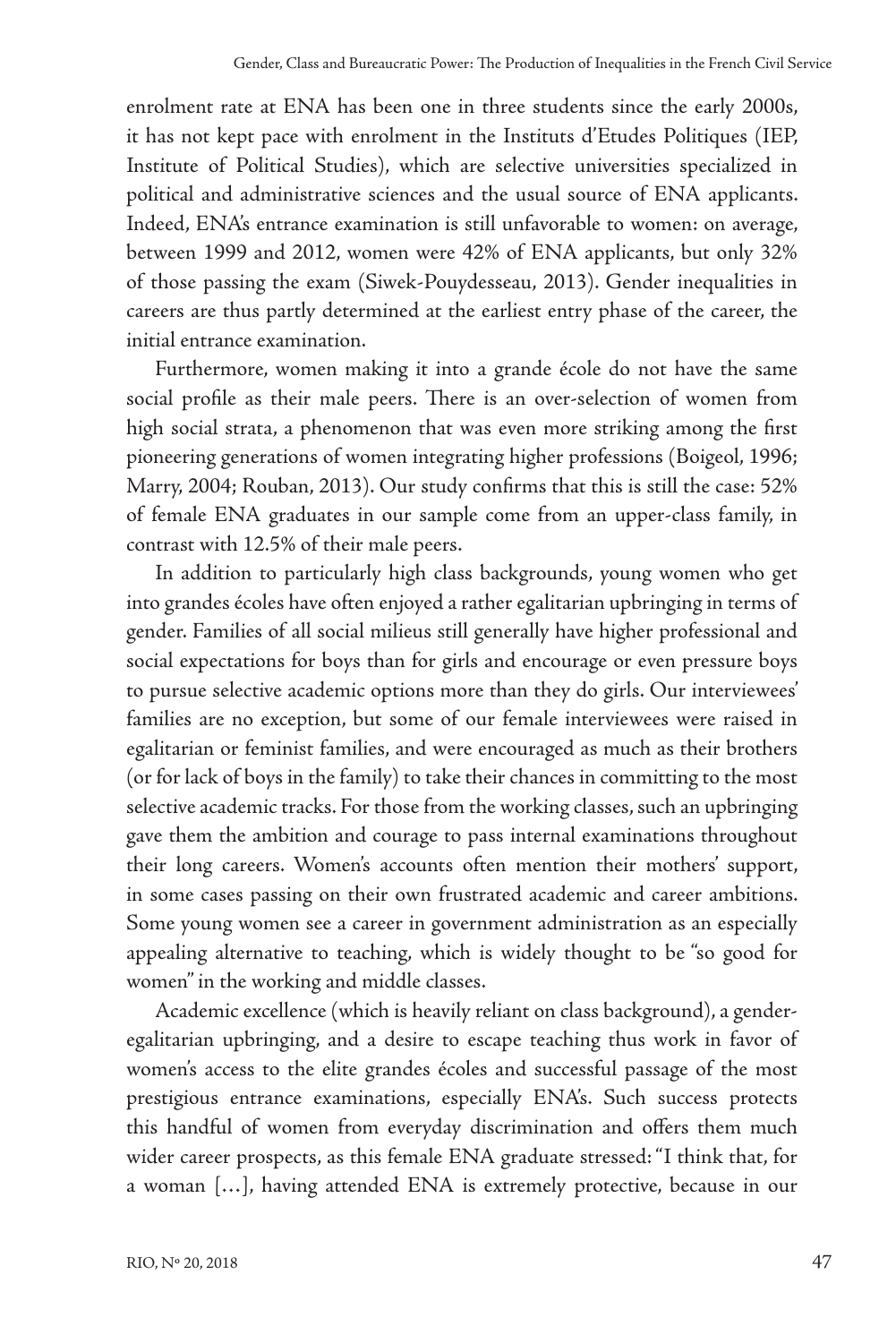enrolment rate at ENA has been one in three students since the early 2000s, it has not kept pace with enrolment in the Instituts d'Etudes Politiques (IEP, Institute of Political Studies), which are selective universities specialized in political and administrative sciences and the usual source of ENA applicants. Indeed, ENA's entrance examination is still unfavorable to women: on average, between 1999 and 2012, women were 42% of ENA applicants, but only 32% of those passing the exam (Siwek-Pouydesseau, 2013). Gender inequalities in careers are thus partly determined at the earliest entry phase of the career, the initial entrance examination.

Furthermore, women making it into a grande école do not have the same social profile as their male peers. There is an over-selection of women from high social strata, a phenomenon that was even more striking among the first pioneering generations of women integrating higher professions (Boigeol, 1996; Marry, 2004; Rouban, 2013). Our study confirms that this is still the case: 52% of female ENA graduates in our sample come from an upper-class family, in contrast with 12.5% of their male peers.

In addition to particularly high class backgrounds, young women who get into grandes écoles have often enjoyed a rather egalitarian upbringing in terms of gender. Families of all social milieus still generally have higher professional and social expectations for boys than for girls and encourage or even pressure boys to pursue selective academic options more than they do girls. Our interviewees' families are no exception, but some of our female interviewees were raised in egalitarian or feminist families, and were encouraged as much as their brothers (or for lack of boys in the family) to take their chances in committing to the most selective academic tracks. For those from the working classes, such an upbringing gave them the ambition and courage to pass internal examinations throughout their long careers. Women's accounts often mention their mothers' support, in some cases passing on their own frustrated academic and career ambitions. Some young women see a career in government administration as an especially appealing alternative to teaching, which is widely thought to be "so good for women" in the working and middle classes.

Academic excellence (which is heavily reliant on class background), a gender-egalitarian upbringing, and a desire to escape teaching thus work in favor of women's access to the elite grandes écoles and successful passage of the most prestigious entrance examinations, especially ENA's. Such success protects this handful of women from everyday discrimination and offers them much wider career prospects, as this female ENA graduate stressed: "I think that, for a woman […], having attended ENA is extremely protective, because in our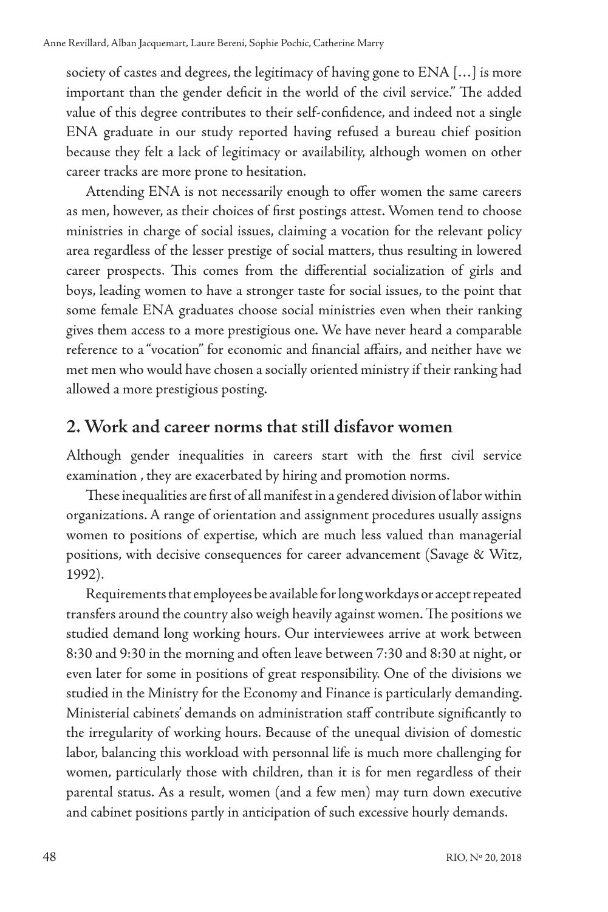society of castes and degrees, the legitimacy of having gone to ENA […] is more important than the gender deficit in the world of the civil service." The added value of this degree contributes to their self-confidence, and indeed not a single ENA graduate in our study reported having refused a bureau chief position because they felt a lack of legitimacy or availability, although women on other career tracks are more prone to hesitation.

Attending ENA is not necessarily enough to offer women the same careers as men, however, as their choices of first postings attest. Women tend to choose ministries in charge of social issues, claiming a vocation for the relevant policy area regardless of the lesser prestige of social matters, thus resulting in lowered career prospects. This comes from the differential socialization of girls and boys, leading women to have a stronger taste for social issues, to the point that some female ENA graduates choose social ministries even when their ranking gives them access to a more prestigious one. We have never heard a comparable reference to a "vocation" for economic and financial affairs, and neither have we met men who would have chosen a socially oriented ministry if their ranking had allowed a more prestigious posting.

## 2. Work and career norms that still disfavor women

Although gender inequalities in careers start with the first civil service examination , they are exacerbated by hiring and promotion norms.

These inequalities are first of all manifest in a gendered division of labor within organizations. A range of orientation and assignment procedures usually assigns women to positions of expertise, which are much less valued than managerial positions, with decisive consequences for career advancement (Savage & Witz, 1992).

Requirements that employees be available for long workdays or accept repeated transfers around the country also weigh heavily against women. The positions we studied demand long working hours. Our interviewees arrive at work between 8:30 and 9:30 in the morning and often leave between 7:30 and 8:30 at night, or even later for some in positions of great responsibility. One of the divisions we studied in the Ministry for the Economy and Finance is particularly demanding. Ministerial cabinets' demands on administration staff contribute significantly to the irregularity of working hours. Because of the unequal division of domestic labor, balancing this workload with personnal life is much more challenging for women, particularly those with children, than it is for men regardless of their parental status. As a result, women (and a few men) may turn down executive and cabinet positions partly in anticipation of such excessive hourly demands.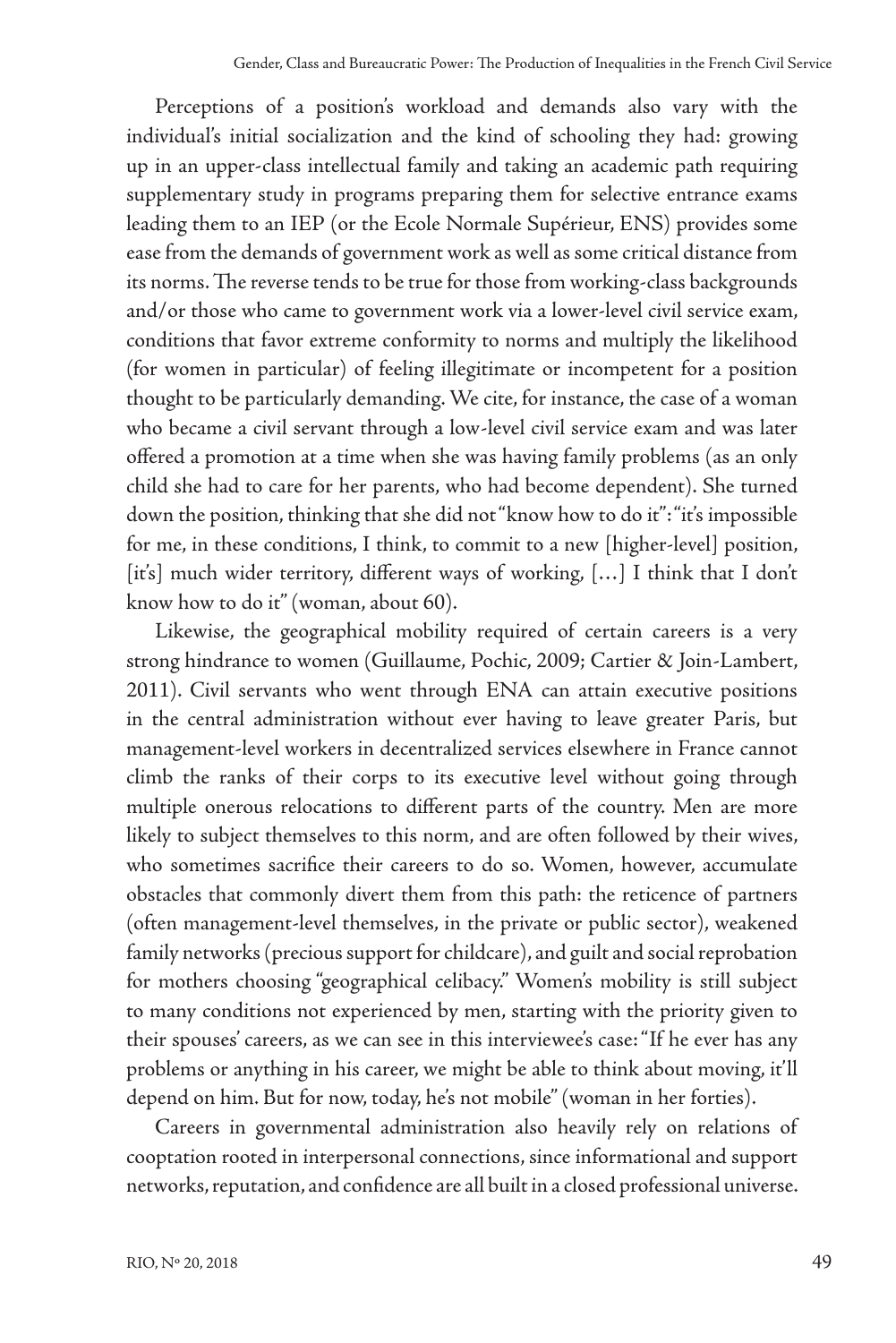Perceptions of a position's workload and demands also vary with the individual's initial socialization and the kind of schooling they had: growing up in an upper-class intellectual family and taking an academic path requiring supplementary study in programs preparing them for selective entrance exams leading them to an IEP (or the Ecole Normale Supérieur, ENS) provides some ease from the demands of government work as well as some critical distance from its norms. The reverse tends to be true for those from working-class backgrounds and/or those who came to government work via a lower-level civil service exam, conditions that favor extreme conformity to norms and multiply the likelihood (for women in particular) of feeling illegitimate or incompetent for a position thought to be particularly demanding. We cite, for instance, the case of a woman who became a civil servant through a low-level civil service exam and was later offered a promotion at a time when she was having family problems (as an only child she had to care for her parents, who had become dependent). She turned down the position, thinking that she did not "know how to do it": "it's impossible for me, in these conditions, I think, to commit to a new [higher-level] position, [it's] much wider territory, different ways of working, […] I think that I don't know how to do it" (woman, about 60).

Likewise, the geographical mobility required of certain careers is a very strong hindrance to women (Guillaume, Pochic, 2009; Cartier & Join-Lambert, 2011). Civil servants who went through ENA can attain executive positions in the central administration without ever having to leave greater Paris, but management-level workers in decentralized services elsewhere in France cannot climb the ranks of their corps to its executive level without going through multiple onerous relocations to different parts of the country. Men are more likely to subject themselves to this norm, and are often followed by their wives, who sometimes sacrifice their careers to do so. Women, however, accumulate obstacles that commonly divert them from this path: the reticence of partners (often management-level themselves, in the private or public sector), weakened family networks (precious support for childcare), and guilt and social reprobation for mothers choosing "geographical celibacy." Women's mobility is still subject to many conditions not experienced by men, starting with the priority given to their spouses' careers, as we can see in this interviewee's case: "If he ever has any problems or anything in his career, we might be able to think about moving, it'll depend on him. But for now, today, he's not mobile" (woman in her forties).

Careers in governmental administration also heavily rely on relations of cooptation rooted in interpersonal connections, since informational and support networks, reputation, and confidence are all built in a closed professional universe.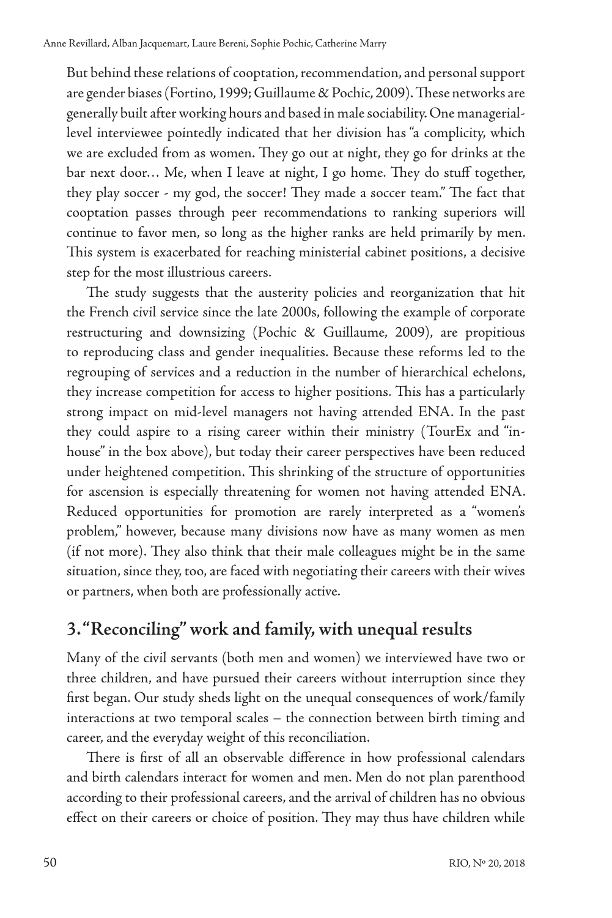But behind these relations of cooptation, recommendation, and personal support are gender biases (Fortino, 1999; Guillaume & Pochic, 2009). These networks are generally built after working hours and based in male sociability. One managerial-level interviewee pointedly indicated that her division has "a complicity, which we are excluded from as women. They go out at night, they go for drinks at the bar next door… Me, when I leave at night, I go home. They do stuff together, they play soccer - my god, the soccer! They made a soccer team." The fact that cooptation passes through peer recommendations to ranking superiors will continue to favor men, so long as the higher ranks are held primarily by men. This system is exacerbated for reaching ministerial cabinet positions, a decisive step for the most illustrious careers.

The study suggests that the austerity policies and reorganization that hit the French civil service since the late 2000s, following the example of corporate restructuring and downsizing (Pochic & Guillaume, 2009), are propitious to reproducing class and gender inequalities. Because these reforms led to the regrouping of services and a reduction in the number of hierarchical echelons, they increase competition for access to higher positions. This has a particularly strong impact on mid-level managers not having attended ENA. In the past they could aspire to a rising career within their ministry (TourEx and "in-house" in the box above), but today their career perspectives have been reduced under heightened competition. This shrinking of the structure of opportunities for ascension is especially threatening for women not having attended ENA. Reduced opportunities for promotion are rarely interpreted as a "women's problem," however, because many divisions now have as many women as men (if not more). They also think that their male colleagues might be in the same situation, since they, too, are faced with negotiating their careers with their wives or partners, when both are professionally active.

## 3. "Reconciling" work and family, with unequal results

Many of the civil servants (both men and women) we interviewed have two or three children, and have pursued their careers without interruption since they first began. Our study sheds light on the unequal consequences of work/family interactions at two temporal scales – the connection between birth timing and career, and the everyday weight of this reconciliation.

There is first of all an observable difference in how professional calendars and birth calendars interact for women and men. Men do not plan parenthood according to their professional careers, and the arrival of children has no obvious effect on their careers or choice of position. They may thus have children while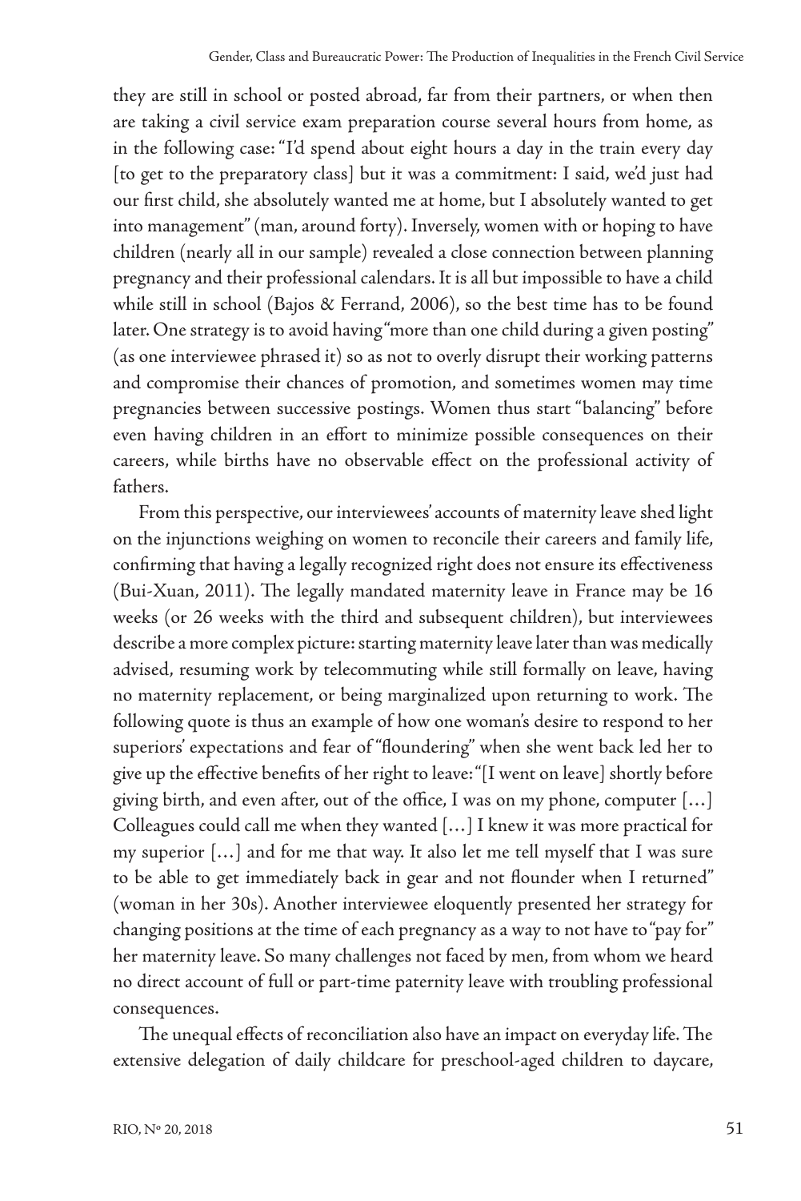they are still in school or posted abroad, far from their partners, or when then are taking a civil service exam preparation course several hours from home, as in the following case: "I'd spend about eight hours a day in the train every day [to get to the preparatory class] but it was a commitment: I said, we'd just had our first child, she absolutely wanted me at home, but I absolutely wanted to get into management" (man, around forty). Inversely, women with or hoping to have children (nearly all in our sample) revealed a close connection between planning pregnancy and their professional calendars. It is all but impossible to have a child while still in school (Bajos & Ferrand, 2006), so the best time has to be found later. One strategy is to avoid having "more than one child during a given posting" (as one interviewee phrased it) so as not to overly disrupt their working patterns and compromise their chances of promotion, and sometimes women may time pregnancies between successive postings. Women thus start "balancing" before even having children in an effort to minimize possible consequences on their careers, while births have no observable effect on the professional activity of fathers.

From this perspective, our interviewees' accounts of maternity leave shed light on the injunctions weighing on women to reconcile their careers and family life, confirming that having a legally recognized right does not ensure its effectiveness (Bui-Xuan, 2011). The legally mandated maternity leave in France may be 16 weeks (or 26 weeks with the third and subsequent children), but interviewees describe a more complex picture: starting maternity leave later than was medically advised, resuming work by telecommuting while still formally on leave, having no maternity replacement, or being marginalized upon returning to work. The following quote is thus an example of how one woman's desire to respond to her superiors' expectations and fear of "floundering" when she went back led her to give up the effective benefits of her right to leave: "[I went on leave] shortly before giving birth, and even after, out of the office, I was on my phone, computer […] Colleagues could call me when they wanted […] I knew it was more practical for my superior […] and for me that way. It also let me tell myself that I was sure to be able to get immediately back in gear and not flounder when I returned" (woman in her 30s). Another interviewee eloquently presented her strategy for changing positions at the time of each pregnancy as a way to not have to "pay for" her maternity leave. So many challenges not faced by men, from whom we heard no direct account of full or part-time paternity leave with troubling professional consequences.

The unequal effects of reconciliation also have an impact on everyday life. The extensive delegation of daily childcare for preschool-aged children to daycare,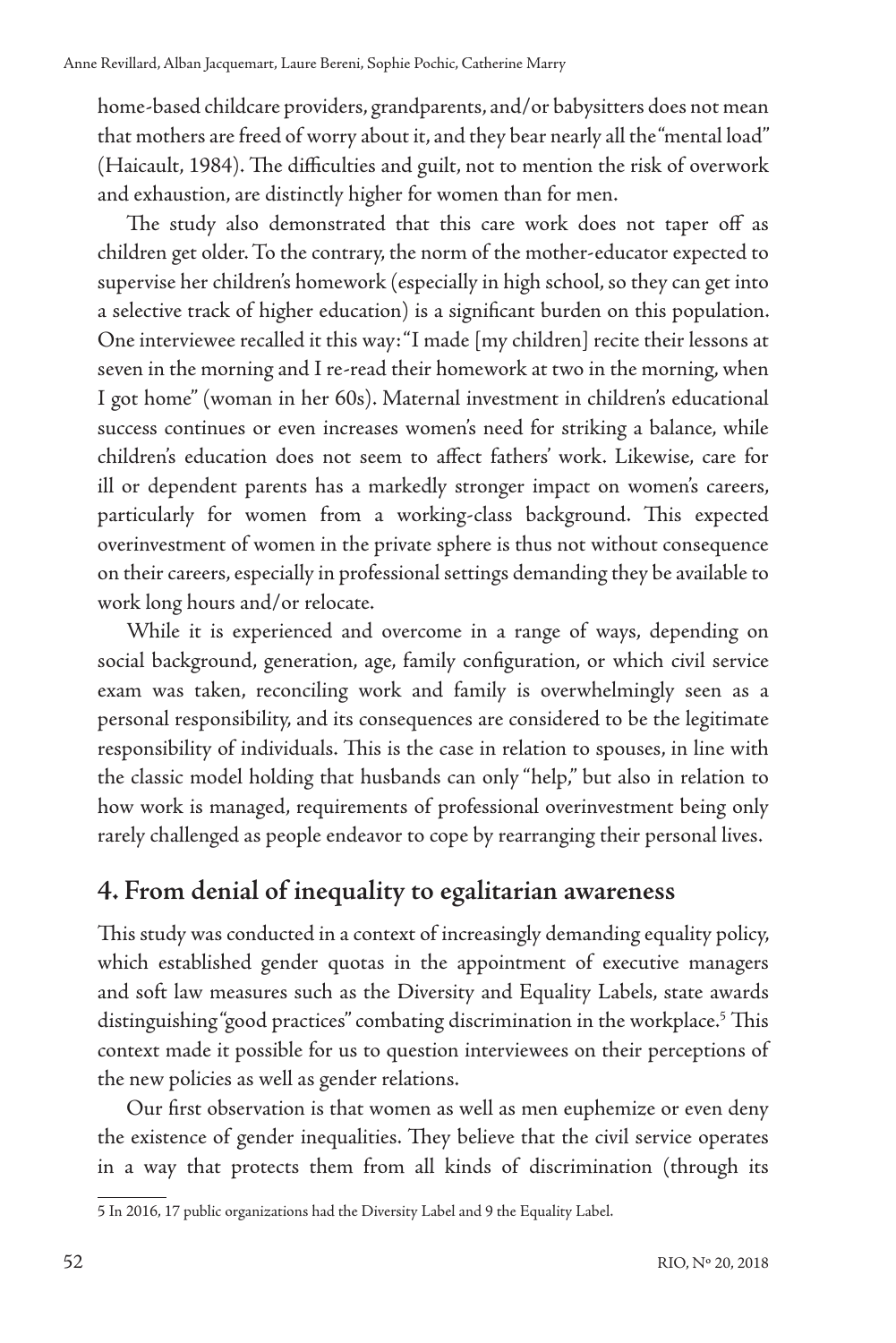home-based childcare providers, grandparents, and/or babysitters does not mean that mothers are freed of worry about it, and they bear nearly all the "mental load" (Haicault, 1984). The difficulties and guilt, not to mention the risk of overwork and exhaustion, are distinctly higher for women than for men.

The study also demonstrated that this care work does not taper off as children get older. To the contrary, the norm of the mother-educator expected to supervise her children's homework (especially in high school, so they can get into a selective track of higher education) is a significant burden on this population. One interviewee recalled it this way: "I made [my children] recite their lessons at seven in the morning and I re-read their homework at two in the morning, when I got home" (woman in her 60s). Maternal investment in children's educational success continues or even increases women's need for striking a balance, while children's education does not seem to affect fathers' work. Likewise, care for ill or dependent parents has a markedly stronger impact on women's careers, particularly for women from a working-class background. This expected overinvestment of women in the private sphere is thus not without consequence on their careers, especially in professional settings demanding they be available to work long hours and/or relocate.

While it is experienced and overcome in a range of ways, depending on social background, generation, age, family configuration, or which civil service exam was taken, reconciling work and family is overwhelmingly seen as a personal responsibility, and its consequences are considered to be the legitimate responsibility of individuals. This is the case in relation to spouses, in line with the classic model holding that husbands can only "help," but also in relation to how work is managed, requirements of professional overinvestment being only rarely challenged as people endeavor to cope by rearranging their personal lives.

## 4. From denial of inequality to egalitarian awareness

This study was conducted in a context of increasingly demanding equality policy, which established gender quotas in the appointment of executive managers and soft law measures such as the Diversity and Equality Labels, state awards distinguishing "good practices" combating discrimination in the workplace.[5] This context made it possible for us to question interviewees on their perceptions of the new policies as well as gender relations.

Our first observation is that women as well as men euphemize or even deny the existence of gender inequalities. They believe that the civil service operates in a way that protects them from all kinds of discrimination (through its

5 In 2016, 17 public organizations had the Diversity Label and 9 the Equality Label.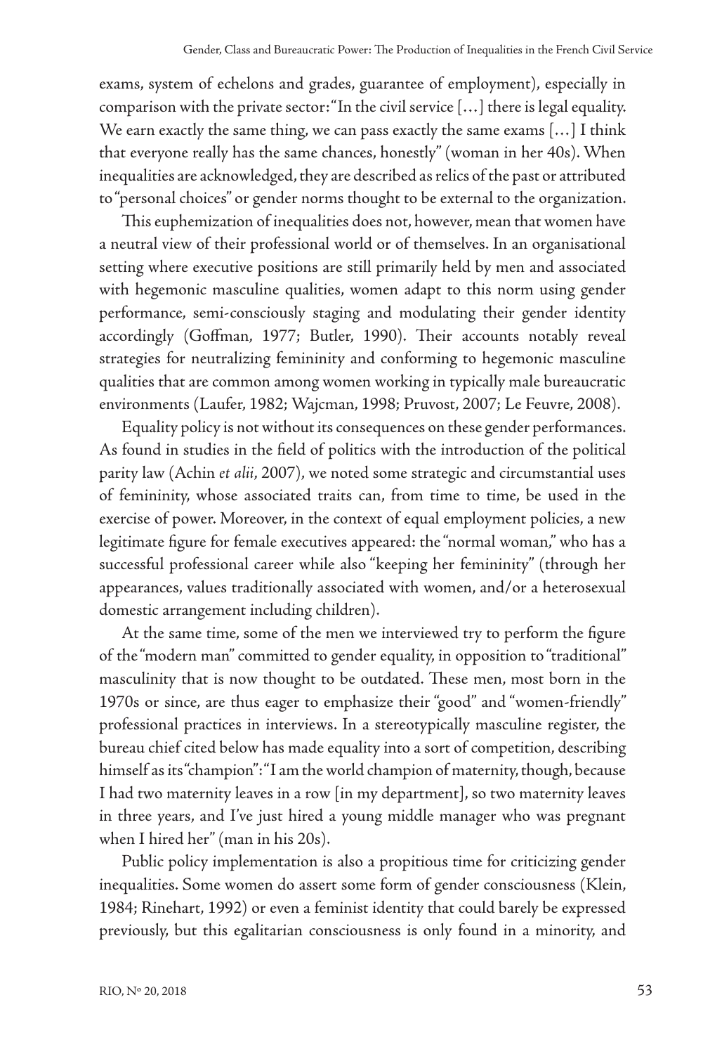exams, system of echelons and grades, guarantee of employment), especially in comparison with the private sector: "In the civil service […] there is legal equality. We earn exactly the same thing, we can pass exactly the same exams […] I think that everyone really has the same chances, honestly" (woman in her 40s). When inequalities are acknowledged, they are described as relics of the past or attributed to "personal choices" or gender norms thought to be external to the organization.

This euphemization of inequalities does not, however, mean that women have a neutral view of their professional world or of themselves. In an organisational setting where executive positions are still primarily held by men and associated with hegemonic masculine qualities, women adapt to this norm using gender performance, semi-consciously staging and modulating their gender identity accordingly (Goffman, 1977; Butler, 1990). Their accounts notably reveal strategies for neutralizing femininity and conforming to hegemonic masculine qualities that are common among women working in typically male bureaucratic environments (Laufer, 1982; Wajcman, 1998; Pruvost, 2007; Le Feuvre, 2008).

Equality policy is not without its consequences on these gender performances. As found in studies in the field of politics with the introduction of the political parity law (Achin *et alii*, 2007), we noted some strategic and circumstantial uses of femininity, whose associated traits can, from time to time, be used in the exercise of power. Moreover, in the context of equal employment policies, a new legitimate figure for female executives appeared: the "normal woman," who has a successful professional career while also "keeping her femininity" (through her appearances, values traditionally associated with women, and/or a heterosexual domestic arrangement including children).

At the same time, some of the men we interviewed try to perform the figure of the "modern man" committed to gender equality, in opposition to "traditional" masculinity that is now thought to be outdated. These men, most born in the 1970s or since, are thus eager to emphasize their "good" and "women-friendly" professional practices in interviews. In a stereotypically masculine register, the bureau chief cited below has made equality into a sort of competition, describing himself as its "champion": "I am the world champion of maternity, though, because I had two maternity leaves in a row [in my department], so two maternity leaves in three years, and I've just hired a young middle manager who was pregnant when I hired her" (man in his 20s).

Public policy implementation is also a propitious time for criticizing gender inequalities. Some women do assert some form of gender consciousness (Klein, 1984; Rinehart, 1992) or even a feminist identity that could barely be expressed previously, but this egalitarian consciousness is only found in a minority, and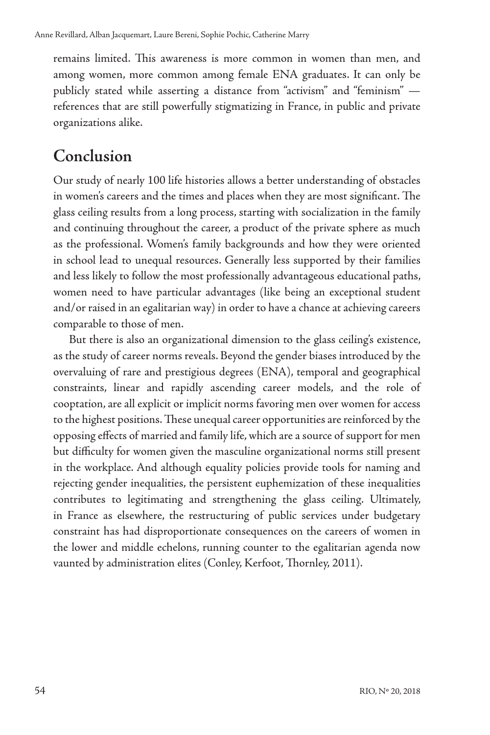remains limited. This awareness is more common in women than men, and among women, more common among female ENA graduates. It can only be publicly stated while asserting a distance from "activism" and "feminism" — references that are still powerfully stigmatizing in France, in public and private organizations alike.

## Conclusion

Our study of nearly 100 life histories allows a better understanding of obstacles in women's careers and the times and places when they are most significant. The glass ceiling results from a long process, starting with socialization in the family and continuing throughout the career, a product of the private sphere as much as the professional. Women's family backgrounds and how they were oriented in school lead to unequal resources. Generally less supported by their families and less likely to follow the most professionally advantageous educational paths, women need to have particular advantages (like being an exceptional student and/or raised in an egalitarian way) in order to have a chance at achieving careers comparable to those of men.

But there is also an organizational dimension to the glass ceiling's existence, as the study of career norms reveals. Beyond the gender biases introduced by the overvaluing of rare and prestigious degrees (ENA), temporal and geographical constraints, linear and rapidly ascending career models, and the role of cooptation, are all explicit or implicit norms favoring men over women for access to the highest positions. These unequal career opportunities are reinforced by the opposing effects of married and family life, which are a source of support for men but difficulty for women given the masculine organizational norms still present in the workplace. And although equality policies provide tools for naming and rejecting gender inequalities, the persistent euphemization of these inequalities contributes to legitimating and strengthening the glass ceiling. Ultimately, in France as elsewhere, the restructuring of public services under budgetary constraint has had disproportionate consequences on the careers of women in the lower and middle echelons, running counter to the egalitarian agenda now vaunted by administration elites (Conley, Kerfoot, Thornley, 2011).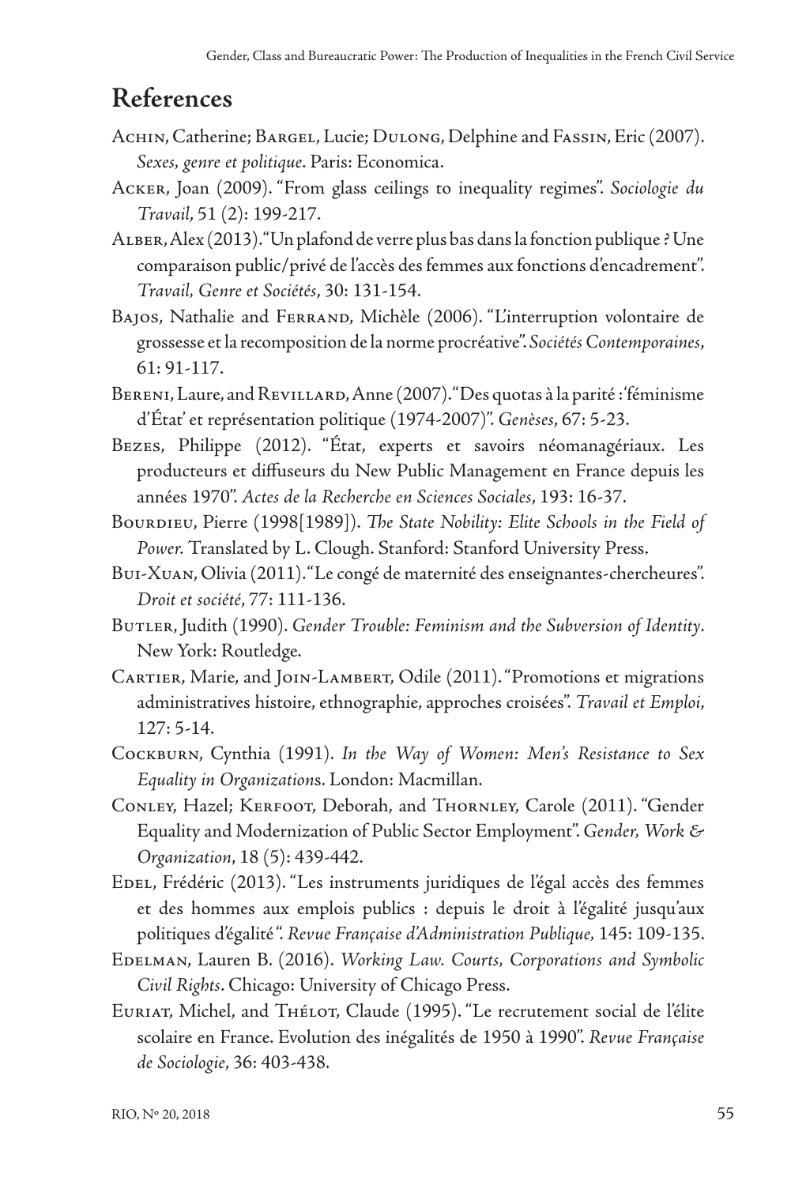## References

Achin, Catherine; Bargel, Lucie; Dulong, Delphine and Fassin, Eric (2007). *Sexes, genre et politique*. Paris: Economica.

Acker, Joan (2009). "From glass ceilings to inequality regimes". *Sociologie du Travail*, 51 (2): 199-217.

Alber, Alex (2013). "Un plafond de verre plus bas dans la fonction publique ? Une comparaison public/privé de l'accès des femmes aux fonctions d'encadrement". *Travail, Genre et Sociétés*, 30: 131-154.

Bajos, Nathalie and Ferrand, Michèle (2006). "L'interruption volontaire de grossesse et la recomposition de la norme procréative". *Sociétés Contemporaines*, 61: 91-117.

Bereni, Laure, and Revillard, Anne (2007). "Des quotas à la parité : 'féminisme d'État' et représentation politique (1974-2007)". *Genèses*, 67: 5-23.

Bezes, Philippe (2012). "État, experts et savoirs néomanagériaux. Les producteurs et diffuseurs du New Public Management en France depuis les années 1970". *Actes de la Recherche en Sciences Sociales*, 193: 16-37.

Bourdieu, Pierre (1998[1989]). *The State Nobility: Elite Schools in the Field of Power.* Translated by L. Clough. Stanford: Stanford University Press.

Bui-Xuan, Olivia (2011). "Le congé de maternité des enseignantes-chercheures". *Droit et société*, 77: 111-136.

Butler, Judith (1990). *Gender Trouble: Feminism and the Subversion of Identity*. New York: Routledge.

Cartier, Marie, and Join-Lambert, Odile (2011). "Promotions et migrations administratives histoire, ethnographie, approches croisées". *Travail et Emploi*, 127: 5-14.

Cockburn, Cynthia (1991). *In the Way of Women: Men's Resistance to Sex Equality in Organizations*. London: Macmillan.

Conley, Hazel; Kerfoot, Deborah, and Thornley, Carole (2011). "Gender Equality and Modernization of Public Sector Employment". *Gender, Work & Organization*, 18 (5): 439-442.

Edel, Frédéric (2013). "Les instruments juridiques de l'égal accès des femmes et des hommes aux emplois publics : depuis le droit à l'égalité jusqu'aux politiques d'égalité". *Revue Française d'Administration Publique*, 145: 109-135.

Edelman, Lauren B. (2016). *Working Law. Courts, Corporations and Symbolic Civil Rights*. Chicago: University of Chicago Press.

Euriat, Michel, and Thélot, Claude (1995). "Le recrutement social de l'élite scolaire en France. Evolution des inégalités de 1950 à 1990". *Revue Française de Sociologie*, 36: 403-438.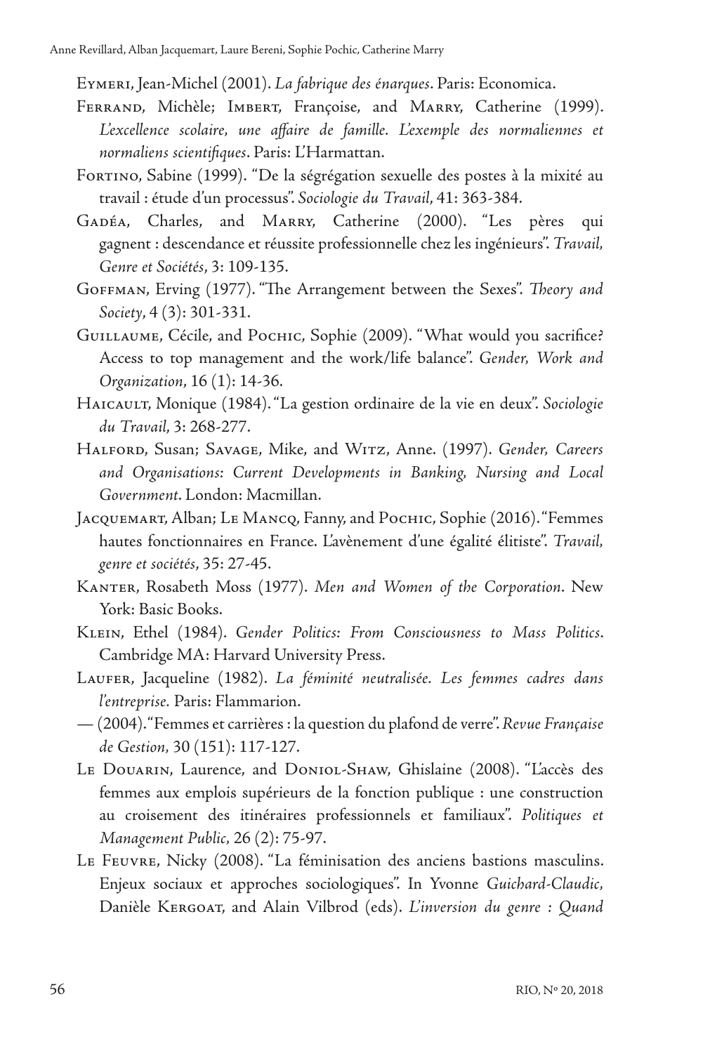Eymeri, Jean-Michel (2001). *La fabrique des énarques*. Paris: Economica.

Ferrand, Michèle; Imbert, Françoise, and Marry, Catherine (1999). *L'excellence scolaire, une affaire de famille. L'exemple des normaliennes et normaliens scientifiques*. Paris: L'Harmattan.

Fortino, Sabine (1999). "De la ségrégation sexuelle des postes à la mixité au travail : étude d'un processus". *Sociologie du Travail*, 41: 363-384.

Gadéa, Charles, and Marry, Catherine (2000). "Les pères qui gagnent : descendance et réussite professionnelle chez les ingénieurs". *Travail, Genre et Sociétés*, 3: 109-135.

Goffman, Erving (1977). "The Arrangement between the Sexes". *Theory and Society*, 4 (3): 301-331.

Guillaume, Cécile, and Pochic, Sophie (2009). "What would you sacrifice? Access to top management and the work/life balance". *Gender, Work and Organization*, 16 (1): 14-36.

Haicault, Monique (1984). "La gestion ordinaire de la vie en deux". *Sociologie du Travail*, 3: 268-277.

Halford, Susan; Savage, Mike, and Witz, Anne. (1997). *Gender, Careers and Organisations: Current Developments in Banking, Nursing and Local Government*. London: Macmillan.

Jacquemart, Alban; Le Mancq, Fanny, and Pochic, Sophie (2016). "Femmes hautes fonctionnaires en France. L'avènement d'une égalité élitiste". *Travail, genre et sociétés*, 35: 27-45.

Kanter, Rosabeth Moss (1977). *Men and Women of the Corporation*. New York: Basic Books.

Klein, Ethel (1984). *Gender Politics: From Consciousness to Mass Politics*. Cambridge MA: Harvard University Press.

Laufer, Jacqueline (1982). *La féminité neutralisée. Les femmes cadres dans l'entreprise.* Paris: Flammarion.

— (2004). "Femmes et carrières : la question du plafond de verre". *Revue Française de Gestion,* 30 (151): 117-127.

Le Douarin, Laurence, and Doniol-Shaw, Ghislaine (2008). "L'accès des femmes aux emplois supérieurs de la fonction publique : une construction au croisement des itinéraires professionnels et familiaux". *Politiques et Management Public,* 26 (2): 75-97.

Le Feuvre, Nicky (2008). "La féminisation des anciens bastions masculins. Enjeux sociaux et approches sociologiques". In Yvonne *Guichard-Claudic*, Danièle Kergoat, and Alain Vilbrod (eds). *L'inversion du genre : Quand*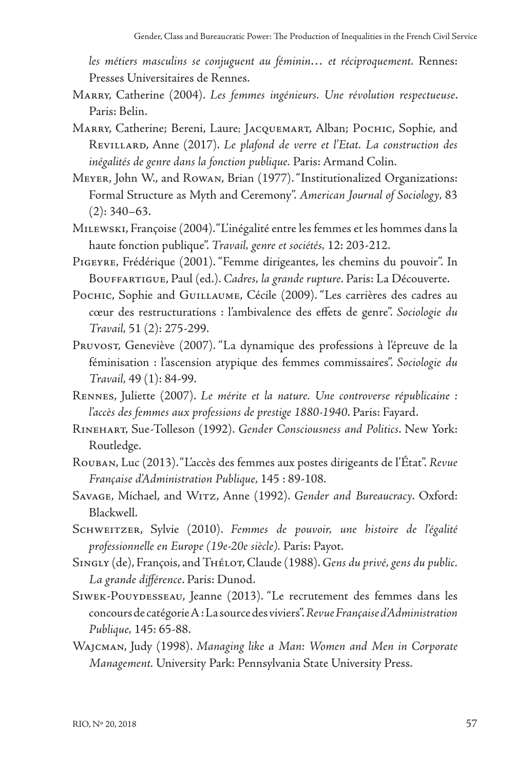*les métiers masculins se conjuguent au féminin… et réciproquement.* Rennes: Presses Universitaires de Rennes.

Marry, Catherine (2004). *Les femmes ingénieurs. Une révolution respectueuse*. Paris: Belin.

Marry, Catherine; Bereni, Laure; Jacquemart, Alban; Pochic, Sophie, and Revillard, Anne (2017). *Le plafond de verre et l'Etat. La construction des inégalités de genre dans la fonction publique.* Paris: Armand Colin.

Meyer, John W., and Rowan, Brian (1977). "Institutionalized Organizations: Formal Structure as Myth and Ceremony". *American Journal of Sociology,* 83 (2): 340–63.

Milewski, Françoise (2004). "L'inégalité entre les femmes et les hommes dans la haute fonction publique". *Travail, genre et sociétés,* 12: 203-212.

Pigeyre, Frédérique (2001). "Femme dirigeantes, les chemins du pouvoir". In Bouffartigue, Paul (ed.). *Cadres, la grande rupture*. Paris: La Découverte.

Pochic, Sophie and Guillaume, Cécile (2009). "Les carrières des cadres au cœur des restructurations : l'ambivalence des effets de genre". *Sociologie du Travail,* 51 (2): 275-299.

Pruvost, Geneviève (2007). "La dynamique des professions à l'épreuve de la féminisation : l'ascension atypique des femmes commissaires". *Sociologie du Travail,* 49 (1): 84-99.

Rennes, Juliette (2007). *Le mérite et la nature. Une controverse républicaine : l'accès des femmes aux professions de prestige 1880-1940*. Paris: Fayard.

Rinehart, Sue-Tolleson (1992). *Gender Consciousness and Politics*. New York: Routledge.

Rouban, Luc (2013). "L'accès des femmes aux postes dirigeants de l'État". *Revue Française d'Administration Publique,* 145 : 89-108.

Savage, Michael, and Witz, Anne (1992). *Gender and Bureaucracy*. Oxford: Blackwell.

Schweitzer, Sylvie (2010). *Femmes de pouvoir, une histoire de l'égalité professionnelle en Europe (19e-20e siècle).* Paris: Payot.

Singly (de), François, and Thélot, Claude (1988). *Gens du privé, gens du public. La grande différence*. Paris: Dunod.

Siwek-Pouydesseau, Jeanne (2013). "Le recrutement des femmes dans les concours de catégorie A : La source des viviers". *Revue Française d'Administration Publique,* 145: 65-88.

Wajcman, Judy (1998). *Managing like a Man: Women and Men in Corporate Management.* University Park: Pennsylvania State University Press.